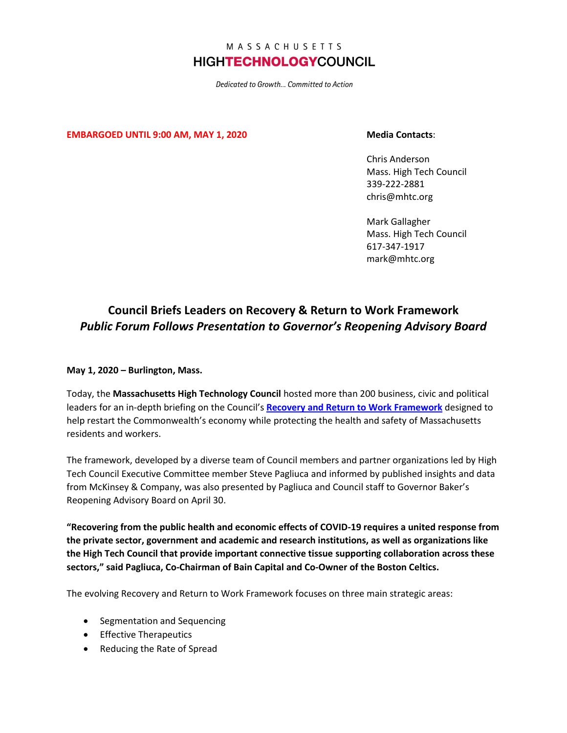MASSACHUSETTS

**HIGHTECHNOLOGYCOUNCIL**

*Dedicated to Growth… Committed to Action*

**EMBARGOED UNTIL 9:00 AM, MAY 1, 2020**

**Media Contacts**:

Chris Anderson
Mass. High Tech Council
339-222-2881
chris@mhtc.org

Mark Gallagher
Mass. High Tech Council
617-347-1917
mark@mhtc.org

## Council Briefs Leaders on Recovery & Return to Work Framework

### *Public Forum Follows Presentation to Governor's Reopening Advisory Board*

**May 1, 2020 – Burlington, Mass.**

Today, the **Massachusetts High Technology Council** hosted more than 200 business, civic and political leaders for an in-depth briefing on the Council's **Recovery and Return to Work Framework** designed to help restart the Commonwealth's economy while protecting the health and safety of Massachusetts residents and workers.

The framework, developed by a diverse team of Council members and partner organizations led by High Tech Council Executive Committee member Steve Pagliuca and informed by published insights and data from McKinsey & Company, was also presented by Pagliuca and Council staff to Governor Baker's Reopening Advisory Board on April 30.

**"Recovering from the public health and economic effects of COVID-19 requires a united response from the private sector, government and academic and research institutions, as well as organizations like the High Tech Council that provide important connective tissue supporting collaboration across these sectors," said Pagliuca, Co-Chairman of Bain Capital and Co-Owner of the Boston Celtics.**

The evolving Recovery and Return to Work Framework focuses on three main strategic areas:

- Segmentation and Sequencing
- Effective Therapeutics
- Reducing the Rate of Spread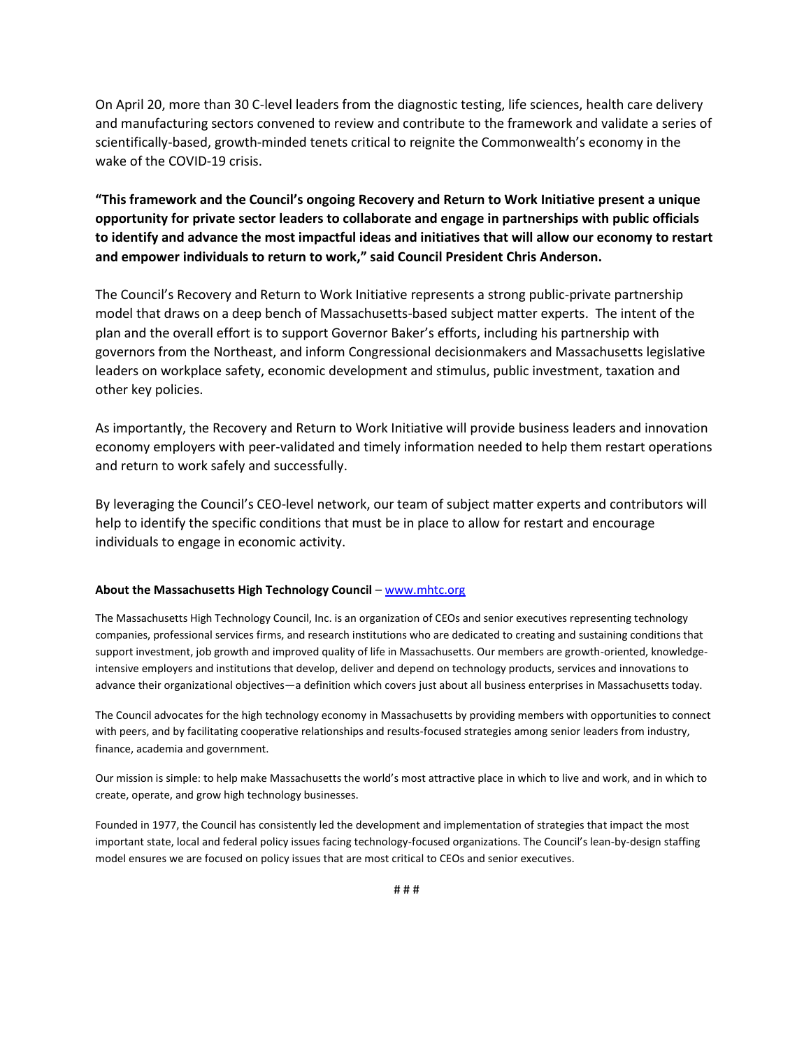On April 20, more than 30 C-level leaders from the diagnostic testing, life sciences, health care delivery and manufacturing sectors convened to review and contribute to the framework and validate a series of scientifically-based, growth-minded tenets critical to reignite the Commonwealth's economy in the wake of the COVID-19 crisis.

**"This framework and the Council's ongoing Recovery and Return to Work Initiative present a unique opportunity for private sector leaders to collaborate and engage in partnerships with public officials to identify and advance the most impactful ideas and initiatives that will allow our economy to restart and empower individuals to return to work," said Council President Chris Anderson.**

The Council's Recovery and Return to Work Initiative represents a strong public-private partnership model that draws on a deep bench of Massachusetts-based subject matter experts. The intent of the plan and the overall effort is to support Governor Baker's efforts, including his partnership with governors from the Northeast, and inform Congressional decisionmakers and Massachusetts legislative leaders on workplace safety, economic development and stimulus, public investment, taxation and other key policies.

As importantly, the Recovery and Return to Work Initiative will provide business leaders and innovation economy employers with peer-validated and timely information needed to help them restart operations and return to work safely and successfully.

By leveraging the Council's CEO-level network, our team of subject matter experts and contributors will help to identify the specific conditions that must be in place to allow for restart and encourage individuals to engage in economic activity.

**About the Massachusetts High Technology Council** – www.mhtc.org

The Massachusetts High Technology Council, Inc. is an organization of CEOs and senior executives representing technology companies, professional services firms, and research institutions who are dedicated to creating and sustaining conditions that support investment, job growth and improved quality of life in Massachusetts. Our members are growth-oriented, knowledge-intensive employers and institutions that develop, deliver and depend on technology products, services and innovations to advance their organizational objectives—a definition which covers just about all business enterprises in Massachusetts today.

The Council advocates for the high technology economy in Massachusetts by providing members with opportunities to connect with peers, and by facilitating cooperative relationships and results-focused strategies among senior leaders from industry, finance, academia and government.

Our mission is simple: to help make Massachusetts the world's most attractive place in which to live and work, and in which to create, operate, and grow high technology businesses.

Founded in 1977, the Council has consistently led the development and implementation of strategies that impact the most important state, local and federal policy issues facing technology-focused organizations. The Council's lean-by-design staffing model ensures we are focused on policy issues that are most critical to CEOs and senior executives.

# # #